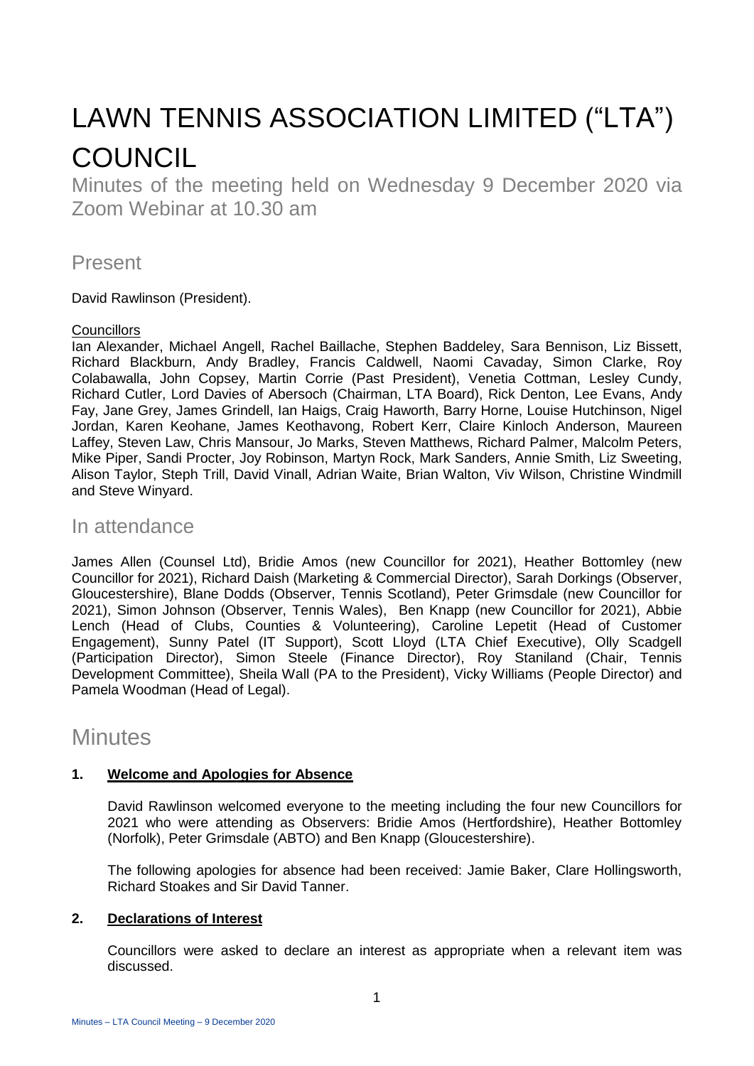# LAWN TENNIS ASSOCIATION LIMITED ("LTA") COUNCIL

Minutes of the meeting held on Wednesday 9 December 2020 via Zoom Webinar at 10.30 am

## Present

David Rawlinson (President).

Councillors

Ian Alexander, Michael Angell, Rachel Baillache, Stephen Baddeley, Sara Bennison, Liz Bissett, Richard Blackburn, Andy Bradley, Francis Caldwell, Naomi Cavaday, Simon Clarke, Roy Colabawalla, John Copsey, Martin Corrie (Past President), Venetia Cottman, Lesley Cundy, Richard Cutler, Lord Davies of Abersoch (Chairman, LTA Board), Rick Denton, Lee Evans, Andy Fay, Jane Grey, James Grindell, Ian Haigs, Craig Haworth, Barry Horne, Louise Hutchinson, Nigel Jordan, Karen Keohane, James Keothavong, Robert Kerr, Claire Kinloch Anderson, Maureen Laffey, Steven Law, Chris Mansour, Jo Marks, Steven Matthews, Richard Palmer, Malcolm Peters, Mike Piper, Sandi Procter, Joy Robinson, Martyn Rock, Mark Sanders, Annie Smith, Liz Sweeting, Alison Taylor, Steph Trill, David Vinall, Adrian Waite, Brian Walton, Viv Wilson, Christine Windmill and Steve Winyard.

## In attendance

James Allen (Counsel Ltd), Bridie Amos (new Councillor for 2021), Heather Bottomley (new Councillor for 2021), Richard Daish (Marketing & Commercial Director), Sarah Dorkings (Observer, Gloucestershire), Blane Dodds (Observer, Tennis Scotland), Peter Grimsdale (new Councillor for 2021), Simon Johnson (Observer, Tennis Wales), Ben Knapp (new Councillor for 2021), Abbie Lench (Head of Clubs, Counties & Volunteering), Caroline Lepetit (Head of Customer Engagement), Sunny Patel (IT Support), Scott Lloyd (LTA Chief Executive), Olly Scadgell (Participation Director), Simon Steele (Finance Director), Roy Staniland (Chair, Tennis Development Committee), Sheila Wall (PA to the President), Vicky Williams (People Director) and Pamela Woodman (Head of Legal).

## Minutes

**1. Welcome and Apologies for Absence**

David Rawlinson welcomed everyone to the meeting including the four new Councillors for 2021 who were attending as Observers: Bridie Amos (Hertfordshire), Heather Bottomley (Norfolk), Peter Grimsdale (ABTO) and Ben Knapp (Gloucestershire).

The following apologies for absence had been received: Jamie Baker, Clare Hollingsworth, Richard Stoakes and Sir David Tanner.

**2. Declarations of Interest**

Councillors were asked to declare an interest as appropriate when a relevant item was discussed.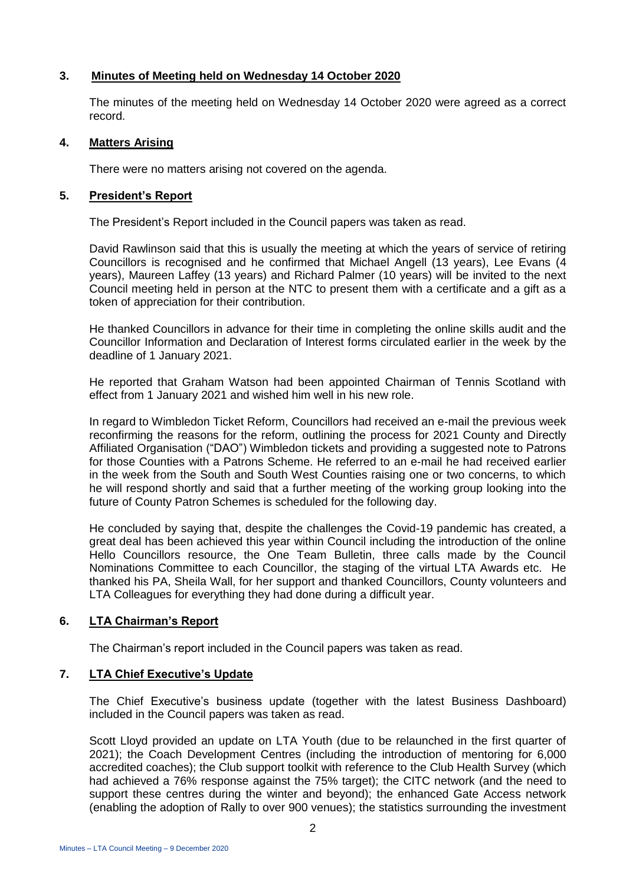## 3. Minutes of Meeting held on Wednesday 14 October 2020

The minutes of the meeting held on Wednesday 14 October 2020 were agreed as a correct record.

## 4. Matters Arising

There were no matters arising not covered on the agenda.

## 5. President's Report

The President's Report included in the Council papers was taken as read.

David Rawlinson said that this is usually the meeting at which the years of service of retiring Councillors is recognised and he confirmed that Michael Angell (13 years), Lee Evans (4 years), Maureen Laffey (13 years) and Richard Palmer (10 years) will be invited to the next Council meeting held in person at the NTC to present them with a certificate and a gift as a token of appreciation for their contribution.

He thanked Councillors in advance for their time in completing the online skills audit and the Councillor Information and Declaration of Interest forms circulated earlier in the week by the deadline of 1 January 2021.

He reported that Graham Watson had been appointed Chairman of Tennis Scotland with effect from 1 January 2021 and wished him well in his new role.

In regard to Wimbledon Ticket Reform, Councillors had received an e-mail the previous week reconfirming the reasons for the reform, outlining the process for 2021 County and Directly Affiliated Organisation ("DAO") Wimbledon tickets and providing a suggested note to Patrons for those Counties with a Patrons Scheme. He referred to an e-mail he had received earlier in the week from the South and South West Counties raising one or two concerns, to which he will respond shortly and said that a further meeting of the working group looking into the future of County Patron Schemes is scheduled for the following day.

He concluded by saying that, despite the challenges the Covid-19 pandemic has created, a great deal has been achieved this year within Council including the introduction of the online Hello Councillors resource, the One Team Bulletin, three calls made by the Council Nominations Committee to each Councillor, the staging of the virtual LTA Awards etc. He thanked his PA, Sheila Wall, for her support and thanked Councillors, County volunteers and LTA Colleagues for everything they had done during a difficult year.

## 6. LTA Chairman's Report

The Chairman's report included in the Council papers was taken as read.

## 7. LTA Chief Executive's Update

The Chief Executive's business update (together with the latest Business Dashboard) included in the Council papers was taken as read.

Scott Lloyd provided an update on LTA Youth (due to be relaunched in the first quarter of 2021); the Coach Development Centres (including the introduction of mentoring for 6,000 accredited coaches); the Club support toolkit with reference to the Club Health Survey (which had achieved a 76% response against the 75% target); the CITC network (and the need to support these centres during the winter and beyond); the enhanced Gate Access network (enabling the adoption of Rally to over 900 venues); the statistics surrounding the investment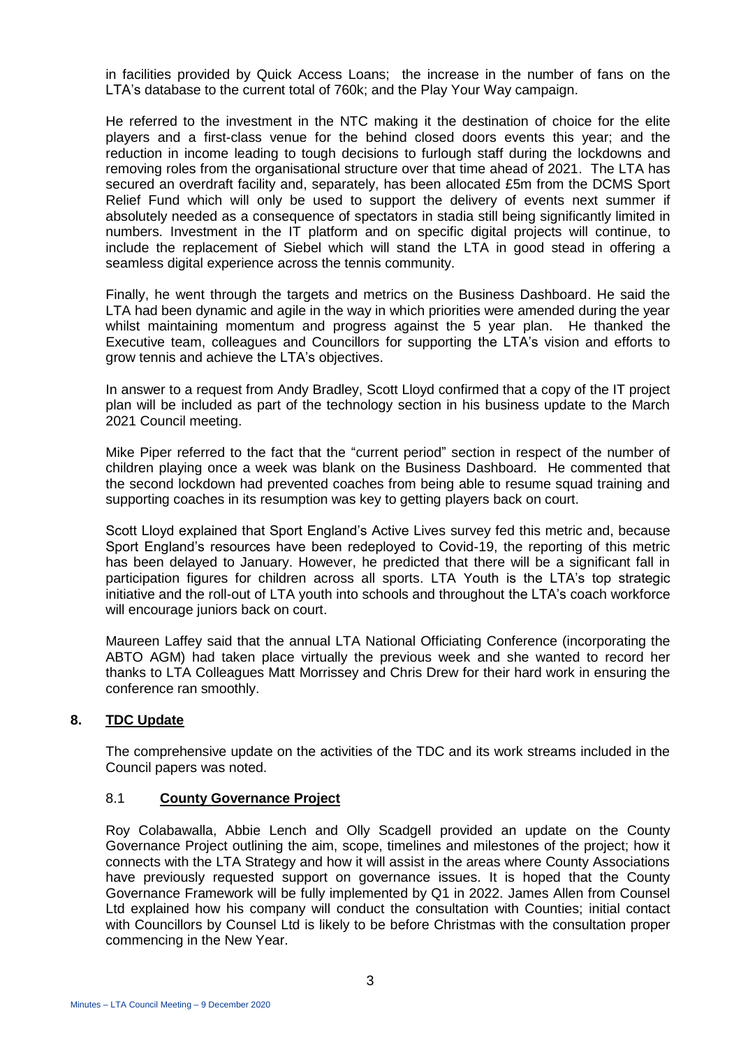in facilities provided by Quick Access Loans; the increase in the number of fans on the LTA's database to the current total of 760k; and the Play Your Way campaign.

He referred to the investment in the NTC making it the destination of choice for the elite players and a first-class venue for the behind closed doors events this year; and the reduction in income leading to tough decisions to furlough staff during the lockdowns and removing roles from the organisational structure over that time ahead of 2021. The LTA has secured an overdraft facility and, separately, has been allocated £5m from the DCMS Sport Relief Fund which will only be used to support the delivery of events next summer if absolutely needed as a consequence of spectators in stadia still being significantly limited in numbers. Investment in the IT platform and on specific digital projects will continue, to include the replacement of Siebel which will stand the LTA in good stead in offering a seamless digital experience across the tennis community.

Finally, he went through the targets and metrics on the Business Dashboard. He said the LTA had been dynamic and agile in the way in which priorities were amended during the year whilst maintaining momentum and progress against the 5 year plan. He thanked the Executive team, colleagues and Councillors for supporting the LTA's vision and efforts to grow tennis and achieve the LTA's objectives.

In answer to a request from Andy Bradley, Scott Lloyd confirmed that a copy of the IT project plan will be included as part of the technology section in his business update to the March 2021 Council meeting.

Mike Piper referred to the fact that the "current period" section in respect of the number of children playing once a week was blank on the Business Dashboard. He commented that the second lockdown had prevented coaches from being able to resume squad training and supporting coaches in its resumption was key to getting players back on court.

Scott Lloyd explained that Sport England's Active Lives survey fed this metric and, because Sport England's resources have been redeployed to Covid-19, the reporting of this metric has been delayed to January. However, he predicted that there will be a significant fall in participation figures for children across all sports. LTA Youth is the LTA's top strategic initiative and the roll-out of LTA youth into schools and throughout the LTA's coach workforce will encourage juniors back on court.

Maureen Laffey said that the annual LTA National Officiating Conference (incorporating the ABTO AGM) had taken place virtually the previous week and she wanted to record her thanks to LTA Colleagues Matt Morrissey and Chris Drew for their hard work in ensuring the conference ran smoothly.

## 8. TDC Update

The comprehensive update on the activities of the TDC and its work streams included in the Council papers was noted.

### 8.1 County Governance Project

Roy Colabawalla, Abbie Lench and Olly Scadgell provided an update on the County Governance Project outlining the aim, scope, timelines and milestones of the project; how it connects with the LTA Strategy and how it will assist in the areas where County Associations have previously requested support on governance issues. It is hoped that the County Governance Framework will be fully implemented by Q1 in 2022. James Allen from Counsel Ltd explained how his company will conduct the consultation with Counties; initial contact with Councillors by Counsel Ltd is likely to be before Christmas with the consultation proper commencing in the New Year.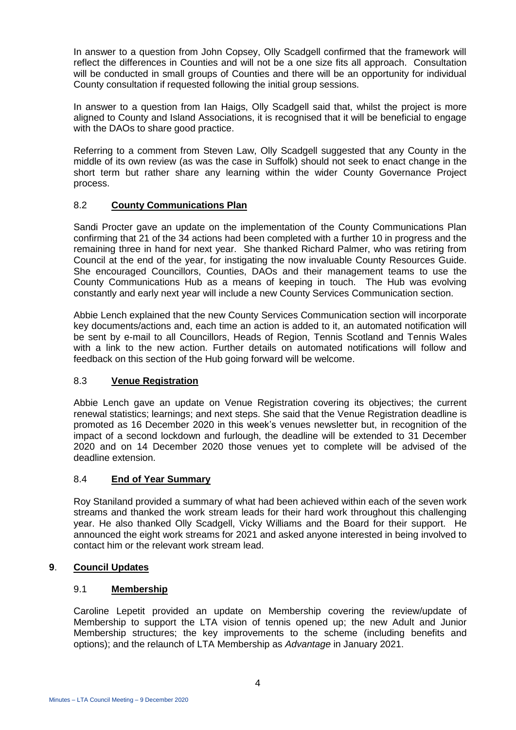In answer to a question from John Copsey, Olly Scadgell confirmed that the framework will reflect the differences in Counties and will not be a one size fits all approach. Consultation will be conducted in small groups of Counties and there will be an opportunity for individual County consultation if requested following the initial group sessions.

In answer to a question from Ian Haigs, Olly Scadgell said that, whilst the project is more aligned to County and Island Associations, it is recognised that it will be beneficial to engage with the DAOs to share good practice.

Referring to a comment from Steven Law, Olly Scadgell suggested that any County in the middle of its own review (as was the case in Suffolk) should not seek to enact change in the short term but rather share any learning within the wider County Governance Project process.

### 8.2 **County Communications Plan**

Sandi Procter gave an update on the implementation of the County Communications Plan confirming that 21 of the 34 actions had been completed with a further 10 in progress and the remaining three in hand for next year. She thanked Richard Palmer, who was retiring from Council at the end of the year, for instigating the now invaluable County Resources Guide. She encouraged Councillors, Counties, DAOs and their management teams to use the County Communications Hub as a means of keeping in touch. The Hub was evolving constantly and early next year will include a new County Services Communication section.

Abbie Lench explained that the new County Services Communication section will incorporate key documents/actions and, each time an action is added to it, an automated notification will be sent by e-mail to all Councillors, Heads of Region, Tennis Scotland and Tennis Wales with a link to the new action. Further details on automated notifications will follow and feedback on this section of the Hub going forward will be welcome.

### 8.3 **Venue Registration**

Abbie Lench gave an update on Venue Registration covering its objectives; the current renewal statistics; learnings; and next steps. She said that the Venue Registration deadline is promoted as 16 December 2020 in this week's venues newsletter but, in recognition of the impact of a second lockdown and furlough, the deadline will be extended to 31 December 2020 and on 14 December 2020 those venues yet to complete will be advised of the deadline extension.

### 8.4 **End of Year Summary**

Roy Staniland provided a summary of what had been achieved within each of the seven work streams and thanked the work stream leads for their hard work throughout this challenging year. He also thanked Olly Scadgell, Vicky Williams and the Board for their support. He announced the eight work streams for 2021 and asked anyone interested in being involved to contact him or the relevant work stream lead.

## **9. Council Updates**

### 9.1 **Membership**

Caroline Lepetit provided an update on Membership covering the review/update of Membership to support the LTA vision of tennis opened up; the new Adult and Junior Membership structures; the key improvements to the scheme (including benefits and options); and the relaunch of LTA Membership as *Advantage* in January 2021.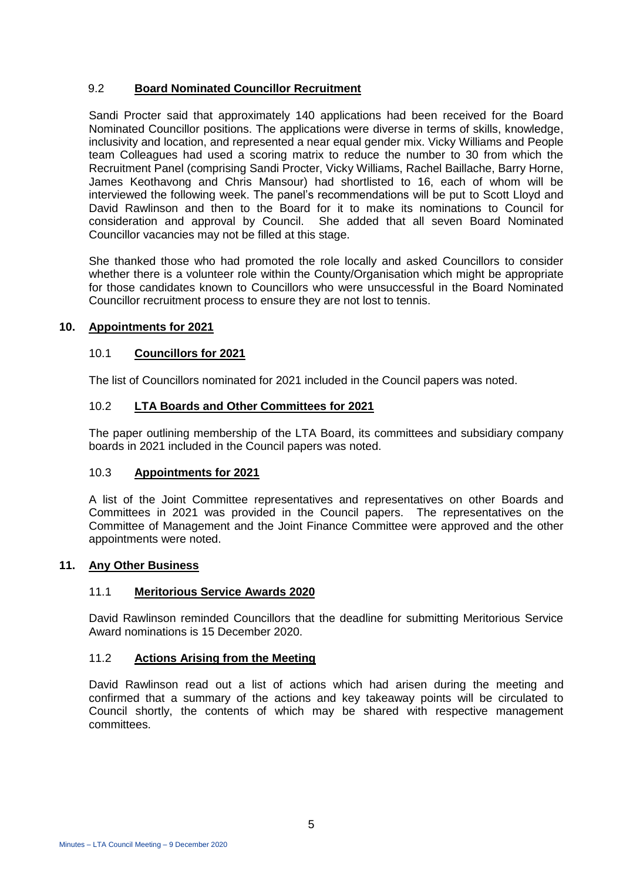### 9.2 Board Nominated Councillor Recruitment

Sandi Procter said that approximately 140 applications had been received for the Board Nominated Councillor positions. The applications were diverse in terms of skills, knowledge, inclusivity and location, and represented a near equal gender mix. Vicky Williams and People team Colleagues had used a scoring matrix to reduce the number to 30 from which the Recruitment Panel (comprising Sandi Procter, Vicky Williams, Rachel Baillache, Barry Horne, James Keothavong and Chris Mansour) had shortlisted to 16, each of whom will be interviewed the following week. The panel's recommendations will be put to Scott Lloyd and David Rawlinson and then to the Board for it to make its nominations to Council for consideration and approval by Council. She added that all seven Board Nominated Councillor vacancies may not be filled at this stage.

She thanked those who had promoted the role locally and asked Councillors to consider whether there is a volunteer role within the County/Organisation which might be appropriate for those candidates known to Councillors who were unsuccessful in the Board Nominated Councillor recruitment process to ensure they are not lost to tennis.

## 10. Appointments for 2021

### 10.1 Councillors for 2021

The list of Councillors nominated for 2021 included in the Council papers was noted.

### 10.2 LTA Boards and Other Committees for 2021

The paper outlining membership of the LTA Board, its committees and subsidiary company boards in 2021 included in the Council papers was noted.

### 10.3 Appointments for 2021

A list of the Joint Committee representatives and representatives on other Boards and Committees in 2021 was provided in the Council papers. The representatives on the Committee of Management and the Joint Finance Committee were approved and the other appointments were noted.

## 11. Any Other Business

### 11.1 Meritorious Service Awards 2020

David Rawlinson reminded Councillors that the deadline for submitting Meritorious Service Award nominations is 15 December 2020.

### 11.2 Actions Arising from the Meeting

David Rawlinson read out a list of actions which had arisen during the meeting and confirmed that a summary of the actions and key takeaway points will be circulated to Council shortly, the contents of which may be shared with respective management committees.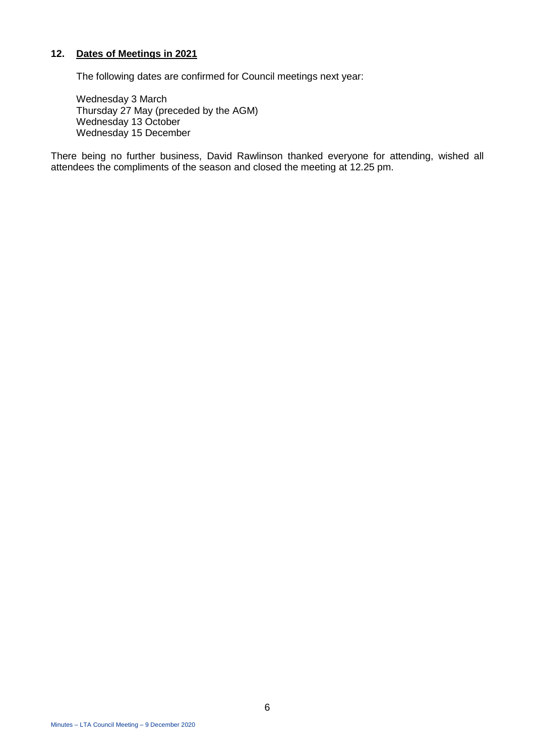## 12. Dates of Meetings in 2021

The following dates are confirmed for Council meetings next year:

Wednesday 3 March
Thursday 27 May (preceded by the AGM)
Wednesday 13 October
Wednesday 15 December

There being no further business, David Rawlinson thanked everyone for attending, wished all attendees the compliments of the season and closed the meeting at 12.25 pm.